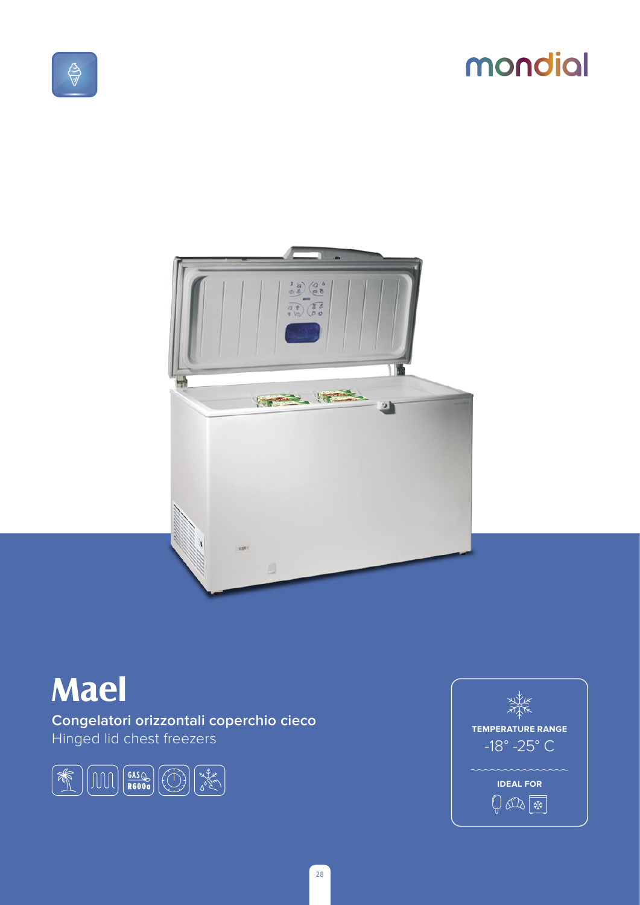mondial

# Mael

**Congelatori orizzontali coperchio cieco**

Hinged lid chest freezers

GAS R600a

**TEMPERATURE RANGE**

-18° -25° C

**IDEAL FOR**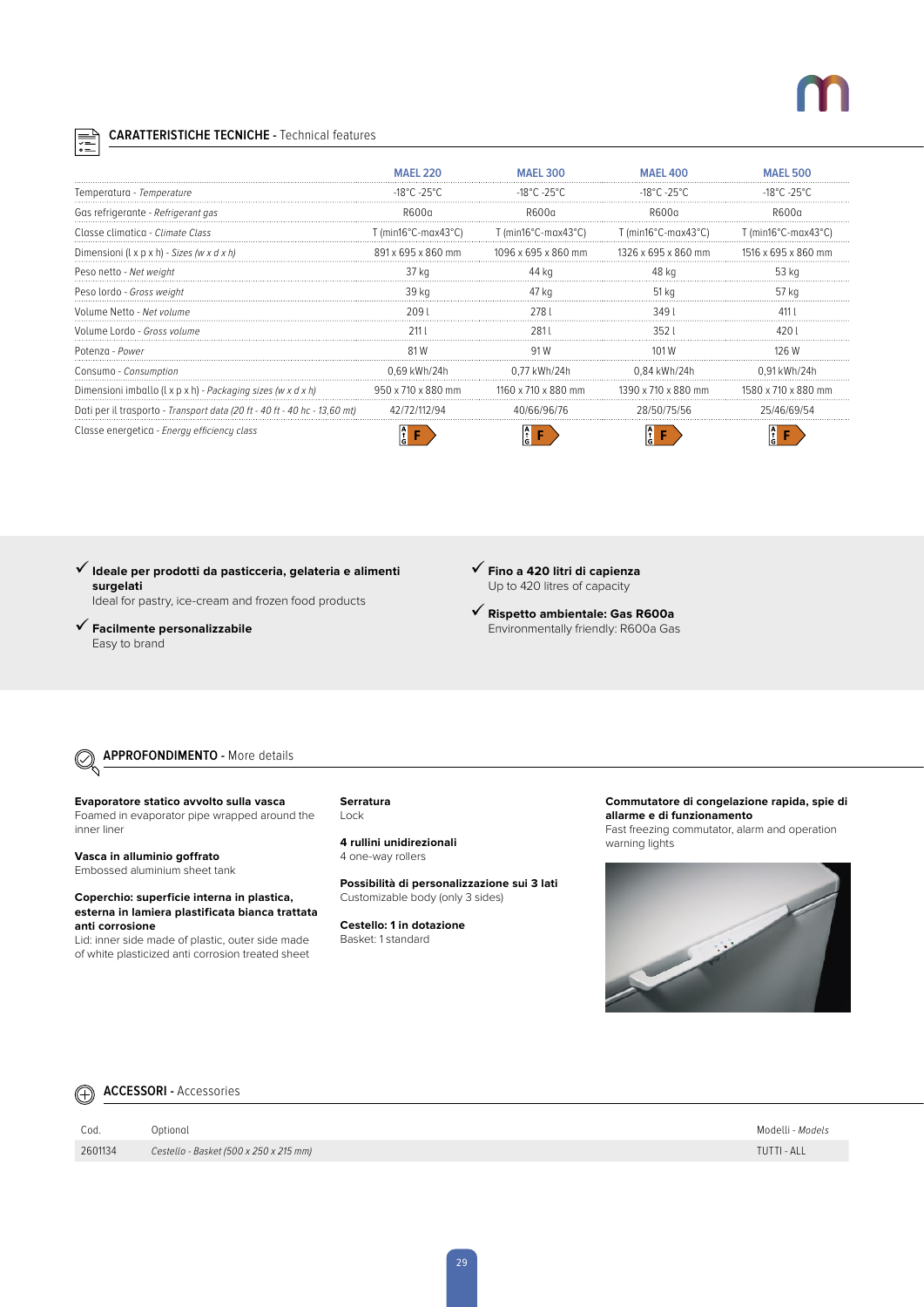## CARATTERISTICHE TECNICHE - Technical features

| | MAEL 220 | MAEL 300 | MAEL 400 | MAEL 500 |
|---|---|---|---|---|
| Temperatura - *Temperature* | -18°C -25°C | -18°C -25°C | -18°C -25°C | -18°C -25°C |
| Gas refrigerante - *Refrigerant gas* | R600a | R600a | R600a | R600a |
| Classe climatica - *Climate Class* | T (min16°C-max43°C) | T (min16°C-max43°C) | T (min16°C-max43°C) | T (min16°C-max43°C) |
| Dimensioni (l x p x h) - *Sizes (w x d x h)* | 891 x 695 x 860 mm | 1096 x 695 x 860 mm | 1326 x 695 x 860 mm | 1516 x 695 x 860 mm |
| Peso netto - *Net weight* | 37 kg | 44 kg | 48 kg | 53 kg |
| Peso lordo - *Gross weight* | 39 kg | 47 kg | 51 kg | 57 kg |
| Volume Netto - *Net volume* | 209 l | 278 l | 349 l | 411 l |
| Volume Lordo - *Gross volume* | 211 l | 281 l | 352 l | 420 l |
| Potenza - *Power* | 81 W | 91 W | 101 W | 126 W |
| Consumo - *Consumption* | 0,69 kWh/24h | 0,77 kWh/24h | 0,84 kWh/24h | 0,91 kWh/24h |
| Dimensioni imballo (l x p x h) - *Packaging sizes (w x d x h)* | 950 x 710 x 880 mm | 1160 x 710 x 880 mm | 1390 x 710 x 880 mm | 1580 x 710 x 880 mm |
| Dati per il trasporto - *Transport data (20 ft - 40 ft - 40 hc - 13,60 mt)* | 42/72/112/94 | 40/66/96/76 | 28/50/75/56 | 25/46/69/54 |
| Classe energetica - *Energy efficiency class* | F | F | F | F |

- **Ideale per prodotti da pasticceria, gelateria e alimenti surgelati**
  Ideal for pastry, ice-cream and frozen food products
- **Facilmente personalizzabile**
  Easy to brand
- **Fino a 420 litri di capienza**
  Up to 420 litres of capacity
- **Rispetto ambientale: Gas R600a**
  Environmentally friendly: R600a Gas

## APPROFONDIMENTO - More details

**Evaporatore statico avvolto sulla vasca**
Foamed in evaporator pipe wrapped around the inner liner

**Vasca in alluminio goffrato**
Embossed aluminium sheet tank

**Coperchio: superficie interna in plastica, esterna in lamiera plastificata bianca trattata anti corrosione**
Lid: inner side made of plastic, outer side made of white plasticized anti corrosion treated sheet

**Serratura**
Lock

**4 rullini unidirezionali**
4 one-way rollers

**Possibilità di personalizzazione sui 3 lati**
Customizable body (only 3 sides)

**Cestello: 1 in dotazione**
Basket: 1 standard

**Commutatore di congelazione rapida, spie di allarme e di funzionamento**
Fast freezing commutator, alarm and operation warning lights

## ACCESSORI - Accessories

| Cod. | Optional | Modelli - *Models* |
|---|---|---|
| 2601134 | *Cestello - Basket (500 x 250 x 215 mm)* | TUTTI - ALL |